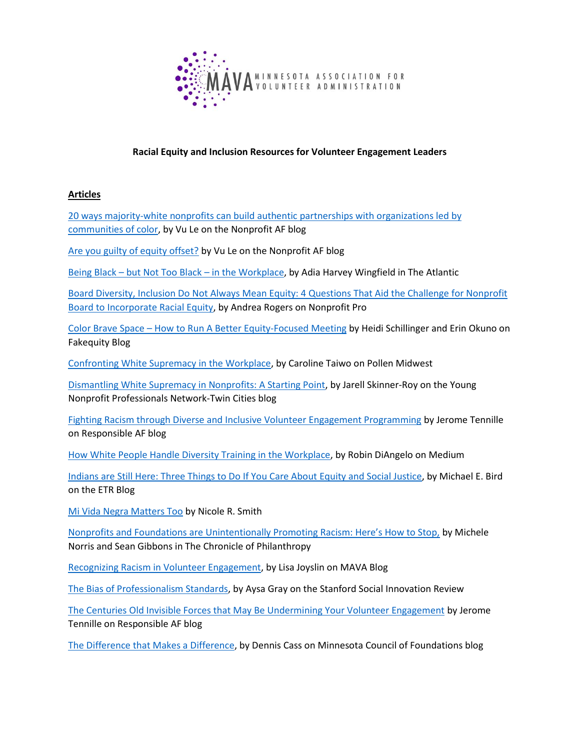MAVA MINNESOTA ASSOCIATION FOR VOLUNTEER ADMINISTRATION

**Racial Equity and Inclusion Resources for Volunteer Engagement Leaders**

**Articles**

20 ways majority-white nonprofits can build authentic partnerships with organizations led by communities of color, by Vu Le on the Nonprofit AF blog

Are you guilty of equity offset? by Vu Le on the Nonprofit AF blog

Being Black – but Not Too Black – in the Workplace, by Adia Harvey Wingfield in The Atlantic

Board Diversity, Inclusion Do Not Always Mean Equity: 4 Questions That Aid the Challenge for Nonprofit Board to Incorporate Racial Equity, by Andrea Rogers on Nonprofit Pro

Color Brave Space – How to Run A Better Equity-Focused Meeting by Heidi Schillinger and Erin Okuno on Fakequity Blog

Confronting White Supremacy in the Workplace, by Caroline Taiwo on Pollen Midwest

Dismantling White Supremacy in Nonprofits: A Starting Point, by Jarell Skinner-Roy on the Young Nonprofit Professionals Network-Twin Cities blog

Fighting Racism through Diverse and Inclusive Volunteer Engagement Programming by Jerome Tennille on Responsible AF blog

How White People Handle Diversity Training in the Workplace, by Robin DiAngelo on Medium

Indians are Still Here: Three Things to Do If You Care About Equity and Social Justice, by Michael E. Bird on the ETR Blog

Mi Vida Negra Matters Too by Nicole R. Smith

Nonprofits and Foundations are Unintentionally Promoting Racism: Here's How to Stop, by Michele Norris and Sean Gibbons in The Chronicle of Philanthropy

Recognizing Racism in Volunteer Engagement, by Lisa Joyslin on MAVA Blog

The Bias of Professionalism Standards, by Aysa Gray on the Stanford Social Innovation Review

The Centuries Old Invisible Forces that May Be Undermining Your Volunteer Engagement by Jerome Tennille on Responsible AF blog

The Difference that Makes a Difference, by Dennis Cass on Minnesota Council of Foundations blog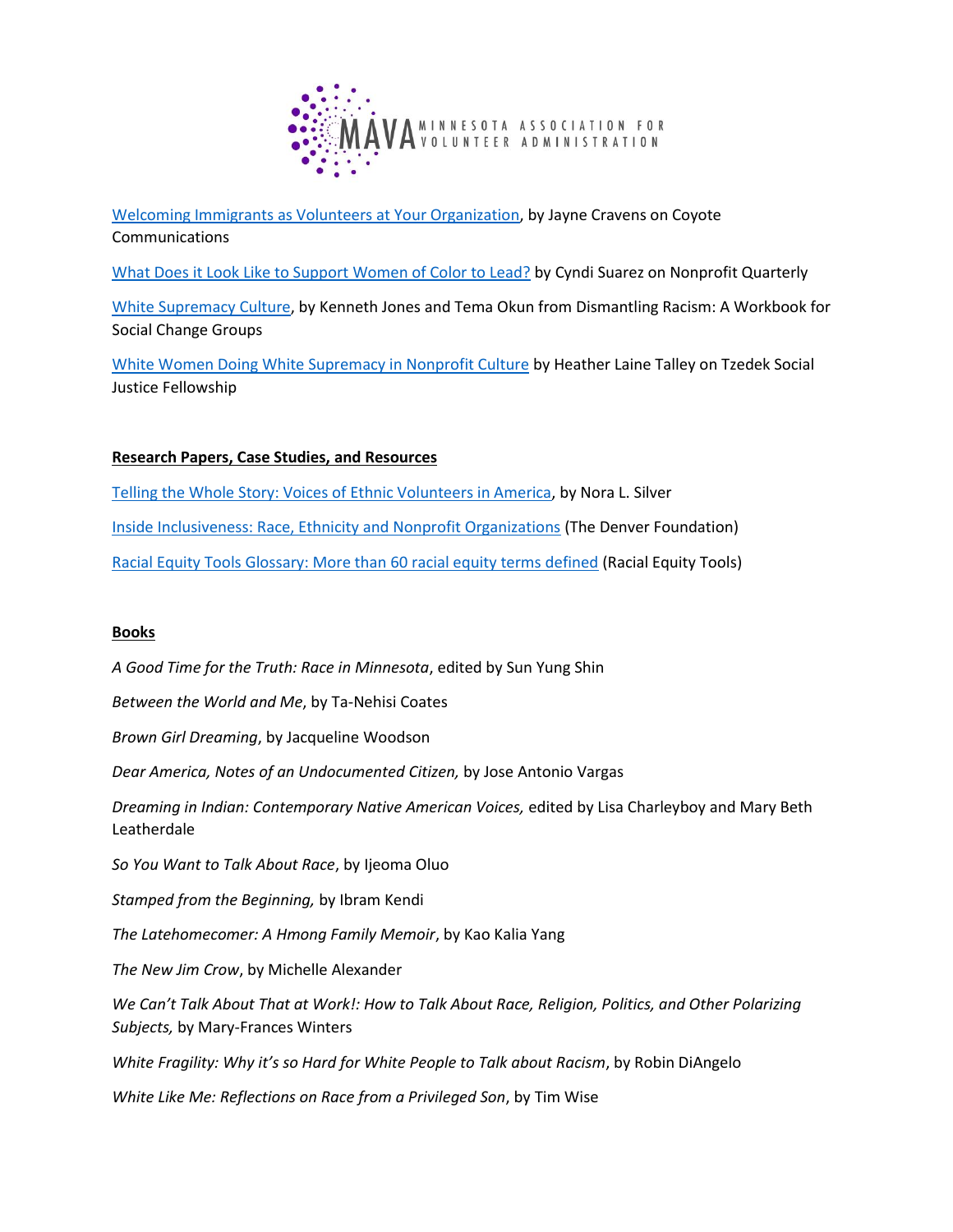Welcoming Immigrants as Volunteers at Your Organization, by Jayne Cravens on Coyote Communications

What Does it Look Like to Support Women of Color to Lead? by Cyndi Suarez on Nonprofit Quarterly

White Supremacy Culture, by Kenneth Jones and Tema Okun from Dismantling Racism: A Workbook for Social Change Groups

White Women Doing White Supremacy in Nonprofit Culture by Heather Laine Talley on Tzedek Social Justice Fellowship

**Research Papers, Case Studies, and Resources**

Telling the Whole Story: Voices of Ethnic Volunteers in America, by Nora L. Silver

Inside Inclusiveness: Race, Ethnicity and Nonprofit Organizations (The Denver Foundation)

Racial Equity Tools Glossary: More than 60 racial equity terms defined (Racial Equity Tools)

**Books**

*A Good Time for the Truth: Race in Minnesota*, edited by Sun Yung Shin

*Between the World and Me*, by Ta-Nehisi Coates

*Brown Girl Dreaming*, by Jacqueline Woodson

*Dear America, Notes of an Undocumented Citizen,* by Jose Antonio Vargas

*Dreaming in Indian: Contemporary Native American Voices,* edited by Lisa Charleyboy and Mary Beth Leatherdale

*So You Want to Talk About Race*, by Ijeoma Oluo

*Stamped from the Beginning,* by Ibram Kendi

*The Latehomecomer: A Hmong Family Memoir*, by Kao Kalia Yang

*The New Jim Crow*, by Michelle Alexander

*We Can't Talk About That at Work!: How to Talk About Race, Religion, Politics, and Other Polarizing Subjects,* by Mary-Frances Winters

*White Fragility: Why it's so Hard for White People to Talk about Racism*, by Robin DiAngelo

*White Like Me: Reflections on Race from a Privileged Son*, by Tim Wise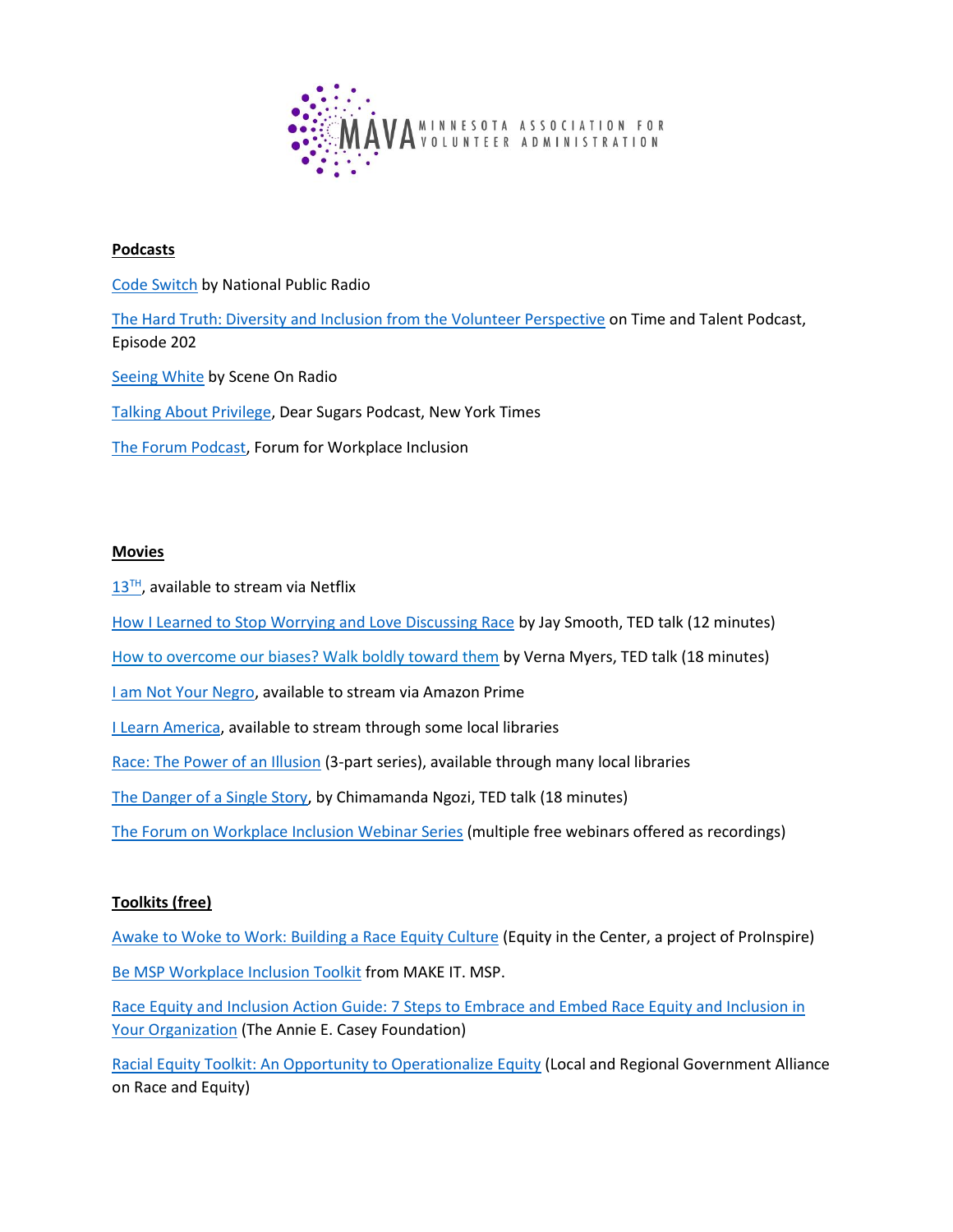MAVA MINNESOTA ASSOCIATION FOR VOLUNTEER ADMINISTRATION

**Podcasts**

Code Switch by National Public Radio

The Hard Truth: Diversity and Inclusion from the Volunteer Perspective on Time and Talent Podcast, Episode 202

Seeing White by Scene On Radio

Talking About Privilege, Dear Sugars Podcast, New York Times

The Forum Podcast, Forum for Workplace Inclusion

**Movies**

13TH, available to stream via Netflix

How I Learned to Stop Worrying and Love Discussing Race by Jay Smooth, TED talk (12 minutes)

How to overcome our biases? Walk boldly toward them by Verna Myers, TED talk (18 minutes)

I am Not Your Negro, available to stream via Amazon Prime

I Learn America, available to stream through some local libraries

Race: The Power of an Illusion (3-part series), available through many local libraries

The Danger of a Single Story, by Chimamanda Ngozi, TED talk (18 minutes)

The Forum on Workplace Inclusion Webinar Series (multiple free webinars offered as recordings)

**Toolkits (free)**

Awake to Woke to Work: Building a Race Equity Culture (Equity in the Center, a project of ProInspire)

Be MSP Workplace Inclusion Toolkit from MAKE IT. MSP.

Race Equity and Inclusion Action Guide: 7 Steps to Embrace and Embed Race Equity and Inclusion in Your Organization (The Annie E. Casey Foundation)

Racial Equity Toolkit: An Opportunity to Operationalize Equity (Local and Regional Government Alliance on Race and Equity)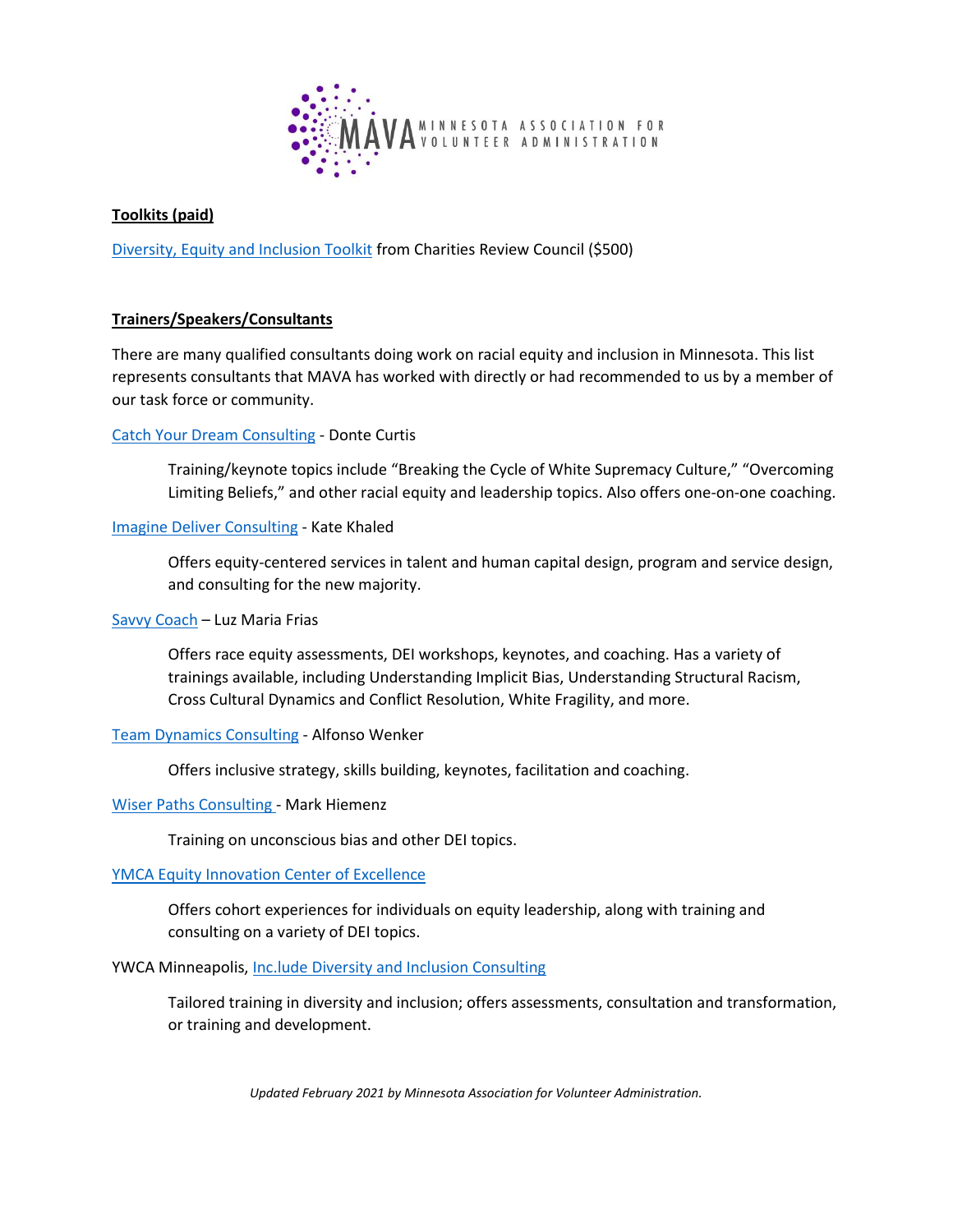**Toolkits (paid)**

Diversity, Equity and Inclusion Toolkit from Charities Review Council ($500)

**Trainers/Speakers/Consultants**

There are many qualified consultants doing work on racial equity and inclusion in Minnesota. This list represents consultants that MAVA has worked with directly or had recommended to us by a member of our task force or community.

Catch Your Dream Consulting - Donte Curtis

> Training/keynote topics include "Breaking the Cycle of White Supremacy Culture," "Overcoming Limiting Beliefs," and other racial equity and leadership topics. Also offers one-on-one coaching.

Imagine Deliver Consulting - Kate Khaled

> Offers equity-centered services in talent and human capital design, program and service design, and consulting for the new majority.

Savvy Coach – Luz Maria Frias

> Offers race equity assessments, DEI workshops, keynotes, and coaching. Has a variety of trainings available, including Understanding Implicit Bias, Understanding Structural Racism, Cross Cultural Dynamics and Conflict Resolution, White Fragility, and more.

Team Dynamics Consulting - Alfonso Wenker

> Offers inclusive strategy, skills building, keynotes, facilitation and coaching.

Wiser Paths Consulting - Mark Hiemenz

> Training on unconscious bias and other DEI topics.

YMCA Equity Innovation Center of Excellence

> Offers cohort experiences for individuals on equity leadership, along with training and consulting on a variety of DEI topics.

YWCA Minneapolis, Inc.lude Diversity and Inclusion Consulting

> Tailored training in diversity and inclusion; offers assessments, consultation and transformation, or training and development.

*Updated February 2021 by Minnesota Association for Volunteer Administration.*